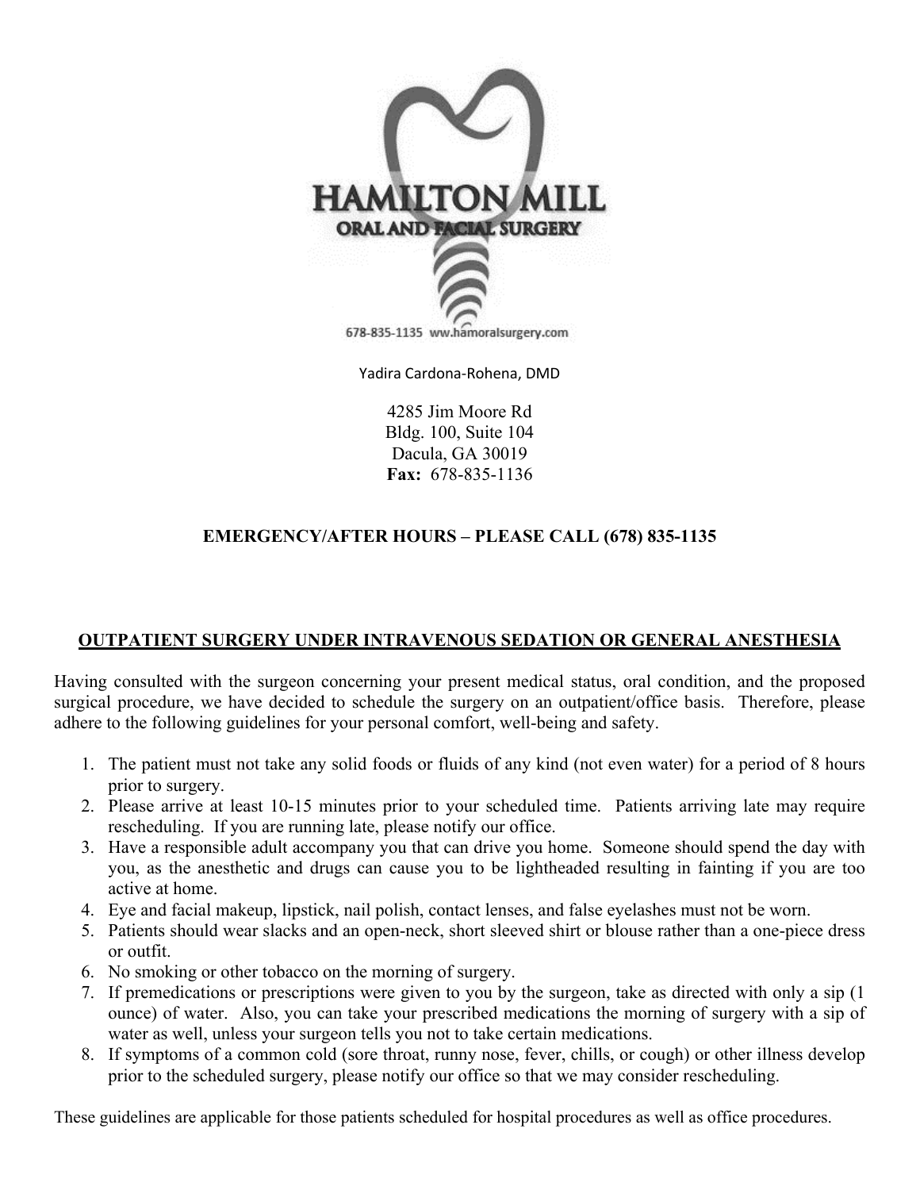# HAMILTON MILL

## ORAL AND FACIAL SURGERY

678-835-1135 ww.hamoralsurgery.com

Yadira Cardona-Rohena, DMD

4285 Jim Moore Rd
Bldg. 100, Suite 104
Dacula, GA 30019
**Fax:** 678-835-1136

**EMERGENCY/AFTER HOURS – PLEASE CALL (678) 835-1135**

## <u>OUTPATIENT SURGERY UNDER INTRAVENOUS SEDATION OR GENERAL ANESTHESIA</u>

Having consulted with the surgeon concerning your present medical status, oral condition, and the proposed surgical procedure, we have decided to schedule the surgery on an outpatient/office basis. Therefore, please adhere to the following guidelines for your personal comfort, well-being and safety.

1. The patient must not take any solid foods or fluids of any kind (not even water) for a period of 8 hours prior to surgery.
2. Please arrive at least 10-15 minutes prior to your scheduled time. Patients arriving late may require rescheduling. If you are running late, please notify our office.
3. Have a responsible adult accompany you that can drive you home. Someone should spend the day with you, as the anesthetic and drugs can cause you to be lightheaded resulting in fainting if you are too active at home.
4. Eye and facial makeup, lipstick, nail polish, contact lenses, and false eyelashes must not be worn.
5. Patients should wear slacks and an open-neck, short sleeved shirt or blouse rather than a one-piece dress or outfit.
6. No smoking or other tobacco on the morning of surgery.
7. If premedications or prescriptions were given to you by the surgeon, take as directed with only a sip (1 ounce) of water. Also, you can take your prescribed medications the morning of surgery with a sip of water as well, unless your surgeon tells you not to take certain medications.
8. If symptoms of a common cold (sore throat, runny nose, fever, chills, or cough) or other illness develop prior to the scheduled surgery, please notify our office so that we may consider rescheduling.

These guidelines are applicable for those patients scheduled for hospital procedures as well as office procedures.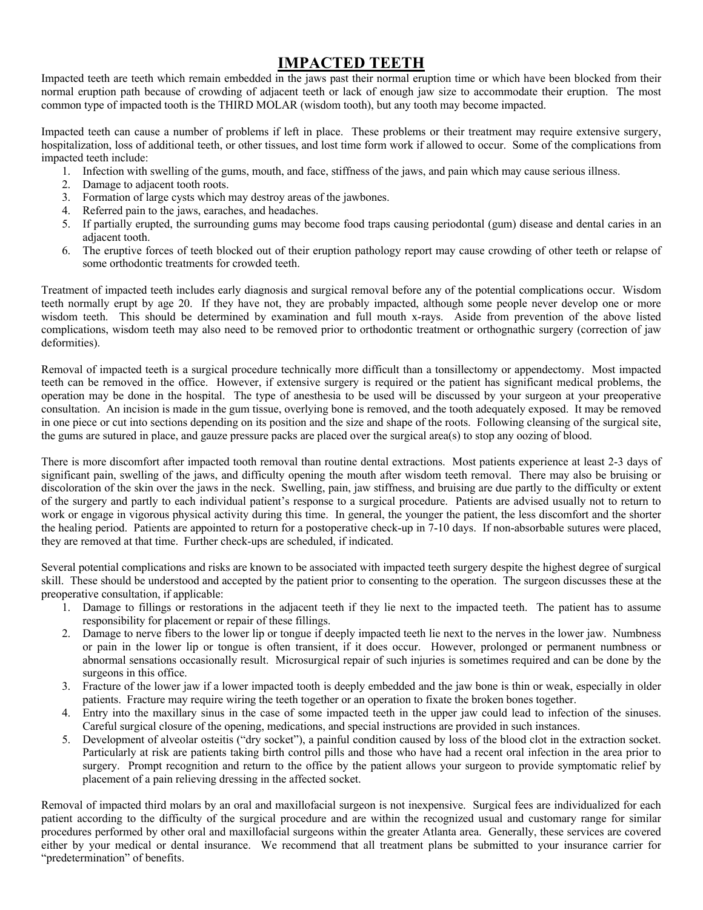# IMPACTED TEETH

Impacted teeth are teeth which remain embedded in the jaws past their normal eruption time or which have been blocked from their normal eruption path because of crowding of adjacent teeth or lack of enough jaw size to accommodate their eruption. The most common type of impacted tooth is the THIRD MOLAR (wisdom tooth), but any tooth may become impacted.

Impacted teeth can cause a number of problems if left in place. These problems or their treatment may require extensive surgery, hospitalization, loss of additional teeth, or other tissues, and lost time form work if allowed to occur. Some of the complications from impacted teeth include:

1. Infection with swelling of the gums, mouth, and face, stiffness of the jaws, and pain which may cause serious illness.
2. Damage to adjacent tooth roots.
3. Formation of large cysts which may destroy areas of the jawbones.
4. Referred pain to the jaws, earaches, and headaches.
5. If partially erupted, the surrounding gums may become food traps causing periodontal (gum) disease and dental caries in an adjacent tooth.
6. The eruptive forces of teeth blocked out of their eruption pathology report may cause crowding of other teeth or relapse of some orthodontic treatments for crowded teeth.

Treatment of impacted teeth includes early diagnosis and surgical removal before any of the potential complications occur. Wisdom teeth normally erupt by age 20. If they have not, they are probably impacted, although some people never develop one or more wisdom teeth. This should be determined by examination and full mouth x-rays. Aside from prevention of the above listed complications, wisdom teeth may also need to be removed prior to orthodontic treatment or orthognathic surgery (correction of jaw deformities).

Removal of impacted teeth is a surgical procedure technically more difficult than a tonsillectomy or appendectomy. Most impacted teeth can be removed in the office. However, if extensive surgery is required or the patient has significant medical problems, the operation may be done in the hospital. The type of anesthesia to be used will be discussed by your surgeon at your preoperative consultation. An incision is made in the gum tissue, overlying bone is removed, and the tooth adequately exposed. It may be removed in one piece or cut into sections depending on its position and the size and shape of the roots. Following cleansing of the surgical site, the gums are sutured in place, and gauze pressure packs are placed over the surgical area(s) to stop any oozing of blood.

There is more discomfort after impacted tooth removal than routine dental extractions. Most patients experience at least 2-3 days of significant pain, swelling of the jaws, and difficulty opening the mouth after wisdom teeth removal. There may also be bruising or discoloration of the skin over the jaws in the neck. Swelling, pain, jaw stiffness, and bruising are due partly to the difficulty or extent of the surgery and partly to each individual patient's response to a surgical procedure. Patients are advised usually not to return to work or engage in vigorous physical activity during this time. In general, the younger the patient, the less discomfort and the shorter the healing period. Patients are appointed to return for a postoperative check-up in 7-10 days. If non-absorbable sutures were placed, they are removed at that time. Further check-ups are scheduled, if indicated.

Several potential complications and risks are known to be associated with impacted teeth surgery despite the highest degree of surgical skill. These should be understood and accepted by the patient prior to consenting to the operation. The surgeon discusses these at the preoperative consultation, if applicable:

1. Damage to fillings or restorations in the adjacent teeth if they lie next to the impacted teeth. The patient has to assume responsibility for placement or repair of these fillings.
2. Damage to nerve fibers to the lower lip or tongue if deeply impacted teeth lie next to the nerves in the lower jaw. Numbness or pain in the lower lip or tongue is often transient, if it does occur. However, prolonged or permanent numbness or abnormal sensations occasionally result. Microsurgical repair of such injuries is sometimes required and can be done by the surgeons in this office.
3. Fracture of the lower jaw if a lower impacted tooth is deeply embedded and the jaw bone is thin or weak, especially in older patients. Fracture may require wiring the teeth together or an operation to fixate the broken bones together.
4. Entry into the maxillary sinus in the case of some impacted teeth in the upper jaw could lead to infection of the sinuses. Careful surgical closure of the opening, medications, and special instructions are provided in such instances.
5. Development of alveolar osteitis ("dry socket"), a painful condition caused by loss of the blood clot in the extraction socket. Particularly at risk are patients taking birth control pills and those who have had a recent oral infection in the area prior to surgery. Prompt recognition and return to the office by the patient allows your surgeon to provide symptomatic relief by placement of a pain relieving dressing in the affected socket.

Removal of impacted third molars by an oral and maxillofacial surgeon is not inexpensive. Surgical fees are individualized for each patient according to the difficulty of the surgical procedure and are within the recognized usual and customary range for similar procedures performed by other oral and maxillofacial surgeons within the greater Atlanta area. Generally, these services are covered either by your medical or dental insurance. We recommend that all treatment plans be submitted to your insurance carrier for "predetermination" of benefits.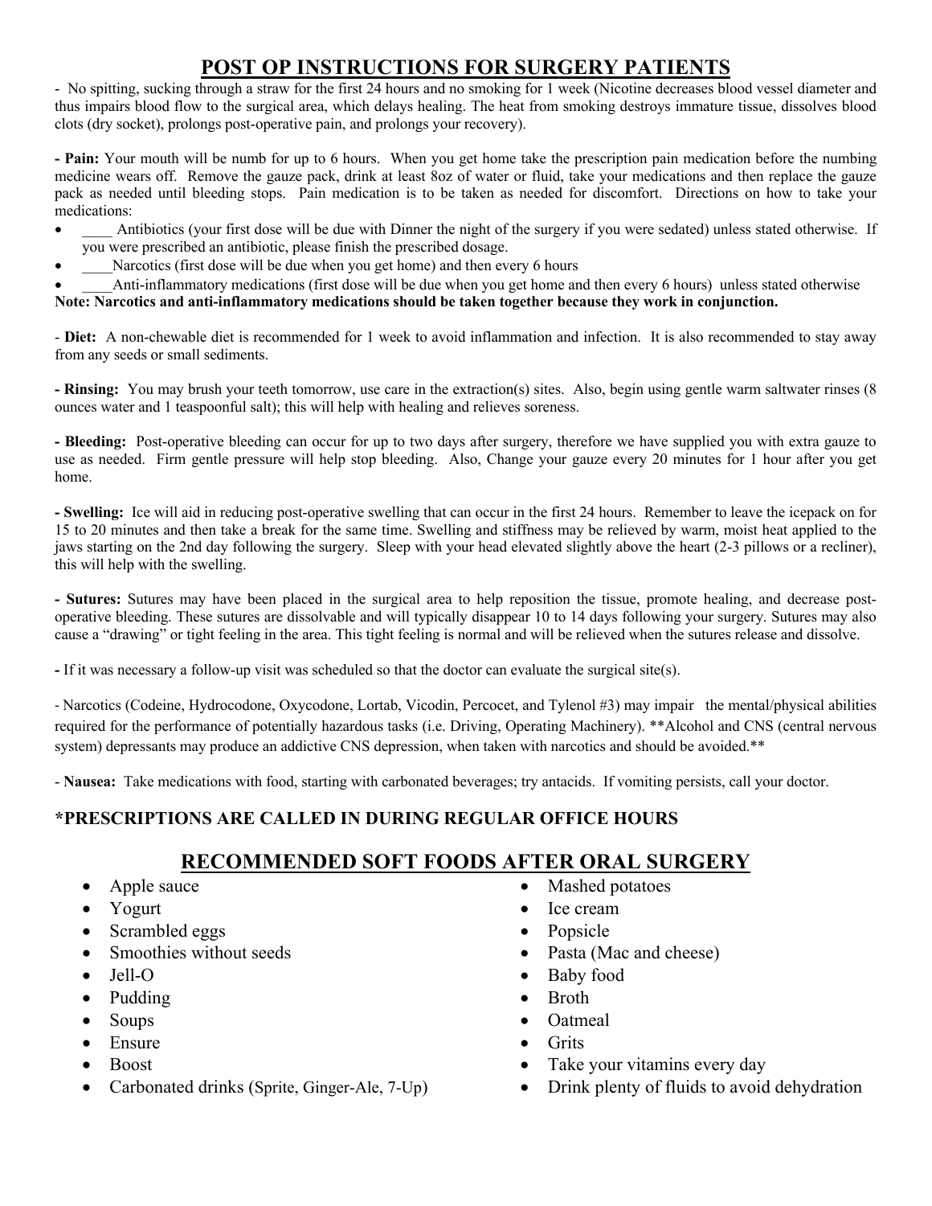# POST OP INSTRUCTIONS FOR SURGERY PATIENTS

- No spitting, sucking through a straw for the first 24 hours and no smoking for 1 week (Nicotine decreases blood vessel diameter and thus impairs blood flow to the surgical area, which delays healing. The heat from smoking destroys immature tissue, dissolves blood clots (dry socket), prolongs post-operative pain, and prolongs your recovery).

**- Pain:** Your mouth will be numb for up to 6 hours. When you get home take the prescription pain medication before the numbing medicine wears off. Remove the gauze pack, drink at least 8oz of water or fluid, take your medications and then replace the gauze pack as needed until bleeding stops. Pain medication is to be taken as needed for discomfort. Directions on how to take your medications:

- ____ Antibiotics (your first dose will be due with Dinner the night of the surgery if you were sedated) unless stated otherwise. If you were prescribed an antibiotic, please finish the prescribed dosage.
- ____Narcotics (first dose will be due when you get home) and then every 6 hours
- ____Anti-inflammatory medications (first dose will be due when you get home and then every 6 hours) unless stated otherwise

**Note: Narcotics and anti-inflammatory medications should be taken together because they work in conjunction.**

- **Diet:** A non-chewable diet is recommended for 1 week to avoid inflammation and infection. It is also recommended to stay away from any seeds or small sediments.

**- Rinsing:** You may brush your teeth tomorrow, use care in the extraction(s) sites. Also, begin using gentle warm saltwater rinses (8 ounces water and 1 teaspoonful salt); this will help with healing and relieves soreness.

**- Bleeding:** Post-operative bleeding can occur for up to two days after surgery, therefore we have supplied you with extra gauze to use as needed. Firm gentle pressure will help stop bleeding. Also, Change your gauze every 20 minutes for 1 hour after you get home.

**- Swelling:** Ice will aid in reducing post-operative swelling that can occur in the first 24 hours. Remember to leave the icepack on for 15 to 20 minutes and then take a break for the same time. Swelling and stiffness may be relieved by warm, moist heat applied to the jaws starting on the 2nd day following the surgery. Sleep with your head elevated slightly above the heart (2-3 pillows or a recliner), this will help with the swelling.

**- Sutures:** Sutures may have been placed in the surgical area to help reposition the tissue, promote healing, and decrease post-operative bleeding. These sutures are dissolvable and will typically disappear 10 to 14 days following your surgery. Sutures may also cause a "drawing" or tight feeling in the area. This tight feeling is normal and will be relieved when the sutures release and dissolve.

**-** If it was necessary a follow-up visit was scheduled so that the doctor can evaluate the surgical site(s).

- Narcotics (Codeine, Hydrocodone, Oxycodone, Lortab, Vicodin, Percocet, and Tylenol #3) may impair the mental/physical abilities required for the performance of potentially hazardous tasks (i.e. Driving, Operating Machinery). **Alcohol and CNS (central nervous system) depressants may produce an addictive CNS depression, when taken with narcotics and should be avoided.**

- **Nausea:** Take medications with food, starting with carbonated beverages; try antacids. If vomiting persists, call your doctor.

**\*PRESCRIPTIONS ARE CALLED IN DURING REGULAR OFFICE HOURS**

## RECOMMENDED SOFT FOODS AFTER ORAL SURGERY

- Apple sauce
- Yogurt
- Scrambled eggs
- Smoothies without seeds
- Jell-O
- Pudding
- Soups
- Ensure
- Boost
- Carbonated drinks (Sprite, Ginger-Ale, 7-Up)
- Mashed potatoes
- Ice cream
- Popsicle
- Pasta (Mac and cheese)
- Baby food
- Broth
- Oatmeal
- Grits
- Take your vitamins every day
- Drink plenty of fluids to avoid dehydration